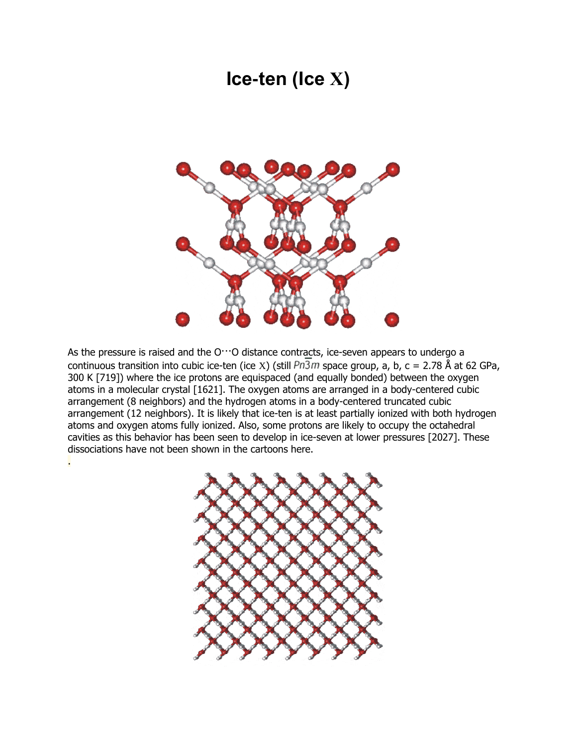# Ice-ten (Ice X)

As the pressure is raised and the O···O distance contracts, ice-seven appears to undergo a continuous transition into cubic ice-ten (ice X) (still $Pn\overline{3}m$ space group, a, b, c = 2.78 Å at 62 GPa, 300 K [719]) where the ice protons are equispaced (and equally bonded) between the oxygen atoms in a molecular crystal [1621]. The oxygen atoms are arranged in a body-centered cubic arrangement (8 neighbors) and the hydrogen atoms in a body-centered truncated cubic arrangement (12 neighbors). It is likely that ice-ten is at least partially ionized with both hydrogen atoms and oxygen atoms fully ionized. Also, some protons are likely to occupy the octahedral cavities as this behavior has been seen to develop in ice-seven at lower pressures [2027]. These dissociations have not been shown in the cartoons here.

.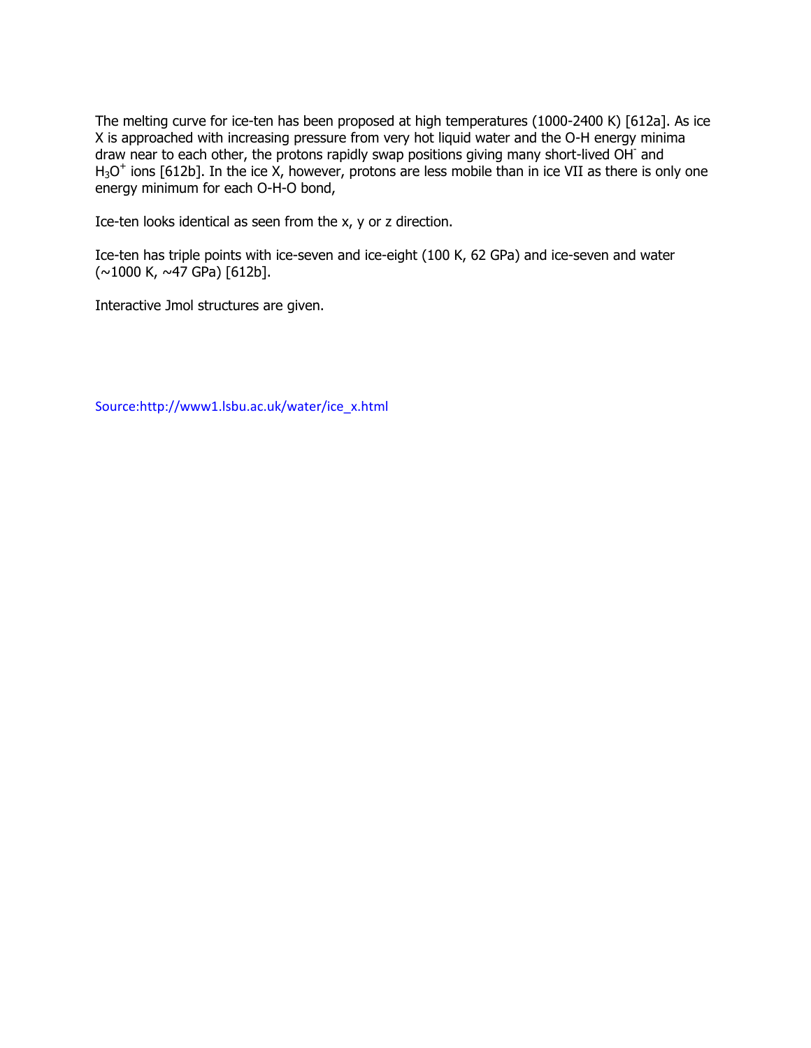The melting curve for ice-ten has been proposed at high temperatures (1000-2400 K) [612a]. As ice X is approached with increasing pressure from very hot liquid water and the O-H energy minima draw near to each other, the protons rapidly swap positions giving many short-lived $OH^-$ and $H_3O^+$ ions [612b]. In the ice X, however, protons are less mobile than in ice VII as there is only one energy minimum for each O-H-O bond,

Ice-ten looks identical as seen from the x, y or z direction.

Ice-ten has triple points with ice-seven and ice-eight (100 K, 62 GPa) and ice-seven and water (~1000 K, ~47 GPa) [612b].

Interactive Jmol structures are given.

Source:http://www1.lsbu.ac.uk/water/ice_x.html